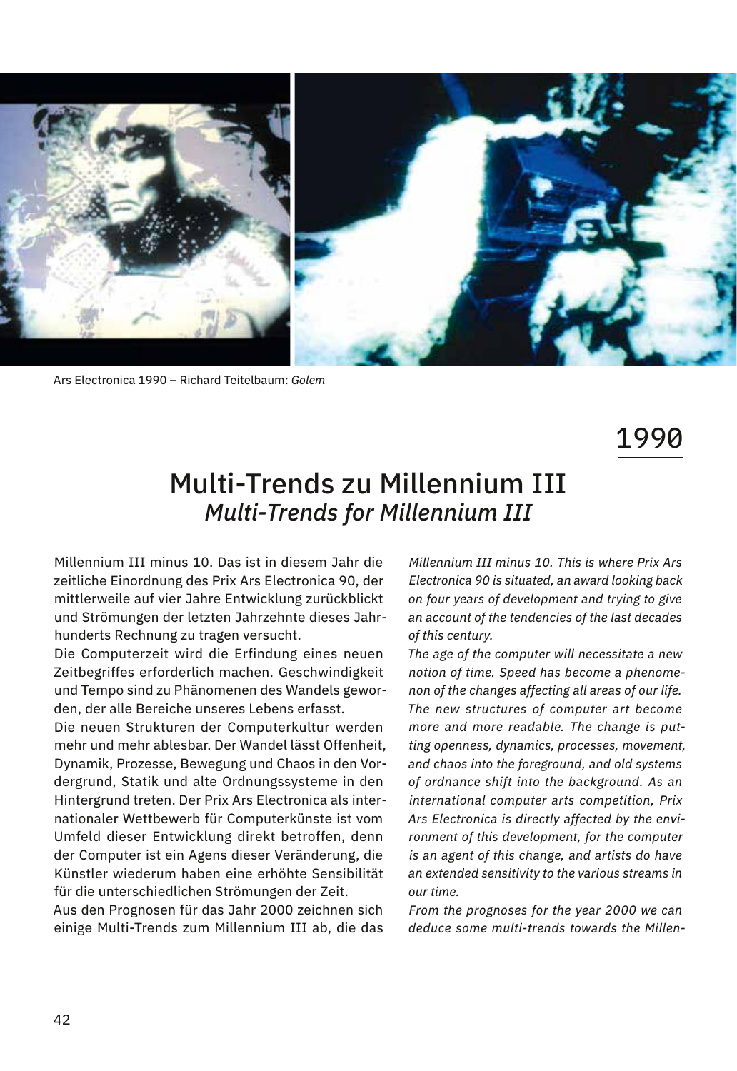Ars Electronica 1990 – Richard Teitelbaum: *Golem*

1990

# Multi-Trends zu Millennium III
## *Multi-Trends for Millennium III*

Millennium III minus 10. Das ist in diesem Jahr die zeitliche Einordnung des Prix Ars Electronica 90, der mittlerweile auf vier Jahre Entwicklung zurückblickt und Strömungen der letzten Jahrzehnte dieses Jahrhunderts Rechnung zu tragen versucht.

Die Computerzeit wird die Erfindung eines neuen Zeitbegriffes erforderlich machen. Geschwindigkeit und Tempo sind zu Phänomenen des Wandels geworden, der alle Bereiche unseres Lebens erfasst.

Die neuen Strukturen der Computerkultur werden mehr und mehr ablesbar. Der Wandel lässt Offenheit, Dynamik, Prozesse, Bewegung und Chaos in den Vordergrund, Statik und alte Ordnungssysteme in den Hintergrund treten. Der Prix Ars Electronica als internationaler Wettbewerb für Computerkünste ist vom Umfeld dieser Entwicklung direkt betroffen, denn der Computer ist ein Agens dieser Veränderung, die Künstler wiederum haben eine erhöhte Sensibilität für die unterschiedlichen Strömungen der Zeit.

Aus den Prognosen für das Jahr 2000 zeichnen sich einige Multi-Trends zum Millennium III ab, die das

*Millennium III minus 10. This is where Prix Ars Electronica 90 is situated, an award looking back on four years of development and trying to give an account of the tendencies of the last decades of this century.*

*The age of the computer will necessitate a new notion of time. Speed has become a phenomenon of the changes affecting all areas of our life. The new structures of computer art become more and more readable. The change is putting openness, dynamics, processes, movement, and chaos into the foreground, and old systems of ordnance shift into the background. As an international computer arts competition, Prix Ars Electronica is directly affected by the environment of this development, for the computer is an agent of this change, and artists do have an extended sensitivity to the various streams in our time.*

*From the prognoses for the year 2000 we can deduce some multi-trends towards the Millen-*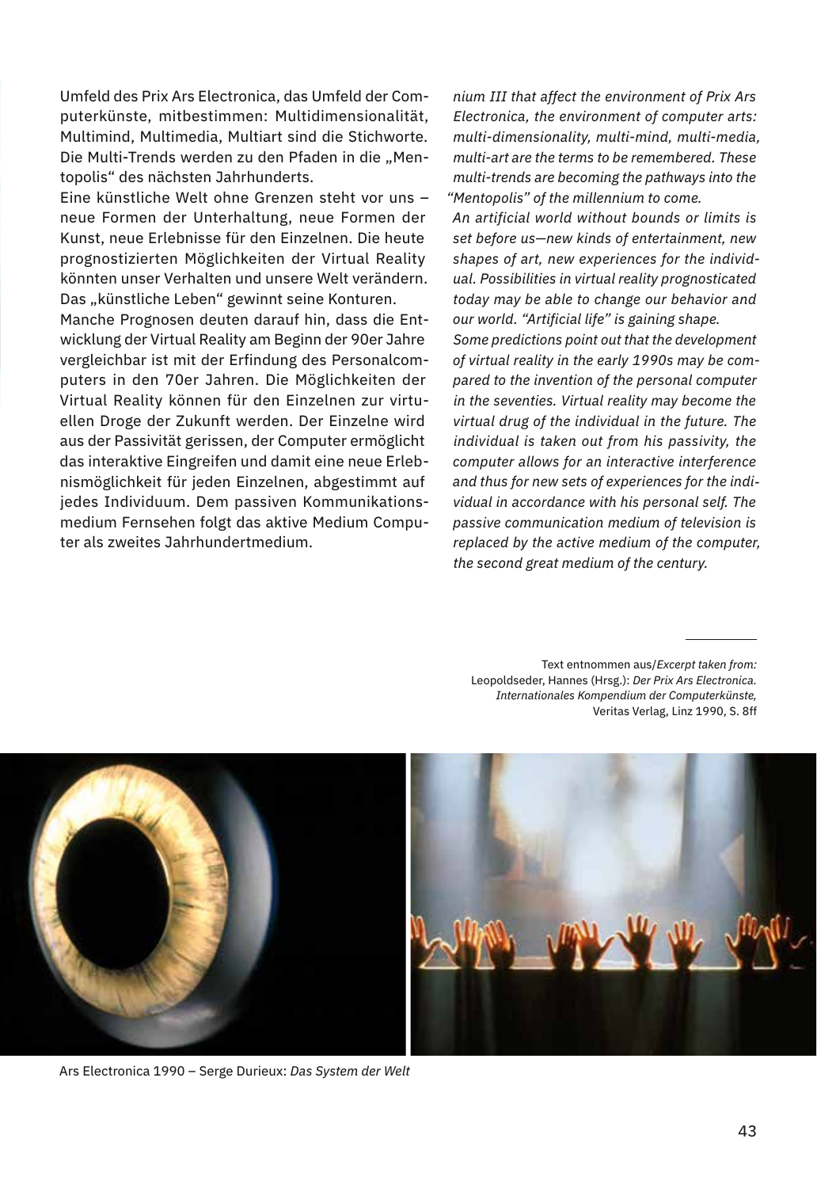Umfeld des Prix Ars Electronica, das Umfeld der Computerkünste, mitbestimmen: Multidimensionalität, Multimind, Multimedia, Multiart sind die Stichworte. Die Multi-Trends werden zu den Pfaden in die „Mentopolis" des nächsten Jahrhunderts.

Eine künstliche Welt ohne Grenzen steht vor uns – neue Formen der Unterhaltung, neue Formen der Kunst, neue Erlebnisse für den Einzelnen. Die heute prognostizierten Möglichkeiten der Virtual Reality könnten unser Verhalten und unsere Welt verändern. Das „künstliche Leben" gewinnt seine Konturen.

Manche Prognosen deuten darauf hin, dass die Entwicklung der Virtual Reality am Beginn der 90er Jahre vergleichbar ist mit der Erfindung des Personalcomputers in den 70er Jahren. Die Möglichkeiten der Virtual Reality können für den Einzelnen zur virtuellen Droge der Zukunft werden. Der Einzelne wird aus der Passivität gerissen, der Computer ermöglicht das interaktive Eingreifen und damit eine neue Erlebnismöglichkeit für jeden Einzelnen, abgestimmt auf jedes Individuum. Dem passiven Kommunikationsmedium Fernsehen folgt das aktive Medium Computer als zweites Jahrhundertmedium.

*nium III that affect the environment of Prix Ars Electronica, the environment of computer arts: multi-dimensionality, multi-mind, multi-media, multi-art are the terms to be remembered. These multi-trends are becoming the pathways into the "Mentopolis" of the millennium to come.*

*An artificial world without bounds or limits is set before us—new kinds of entertainment, new shapes of art, new experiences for the individual. Possibilities in virtual reality prognosticated today may be able to change our behavior and our world. "Artificial life" is gaining shape.*

*Some predictions point out that the development of virtual reality in the early 1990s may be compared to the invention of the personal computer in the seventies. Virtual reality may become the virtual drug of the individual in the future. The individual is taken out from his passivity, the computer allows for an interactive interference and thus for new sets of experiences for the individual in accordance with his personal self. The passive communication medium of television is replaced by the active medium of the computer, the second great medium of the century.*

Text entnommen aus/*Excerpt taken from:*
Leopoldseder, Hannes (Hrsg.): *Der Prix Ars Electronica. Internationales Kompendium der Computerkünste,* Veritas Verlag, Linz 1990, S. 8ff

Ars Electronica 1990 – Serge Durieux: *Das System der Welt*